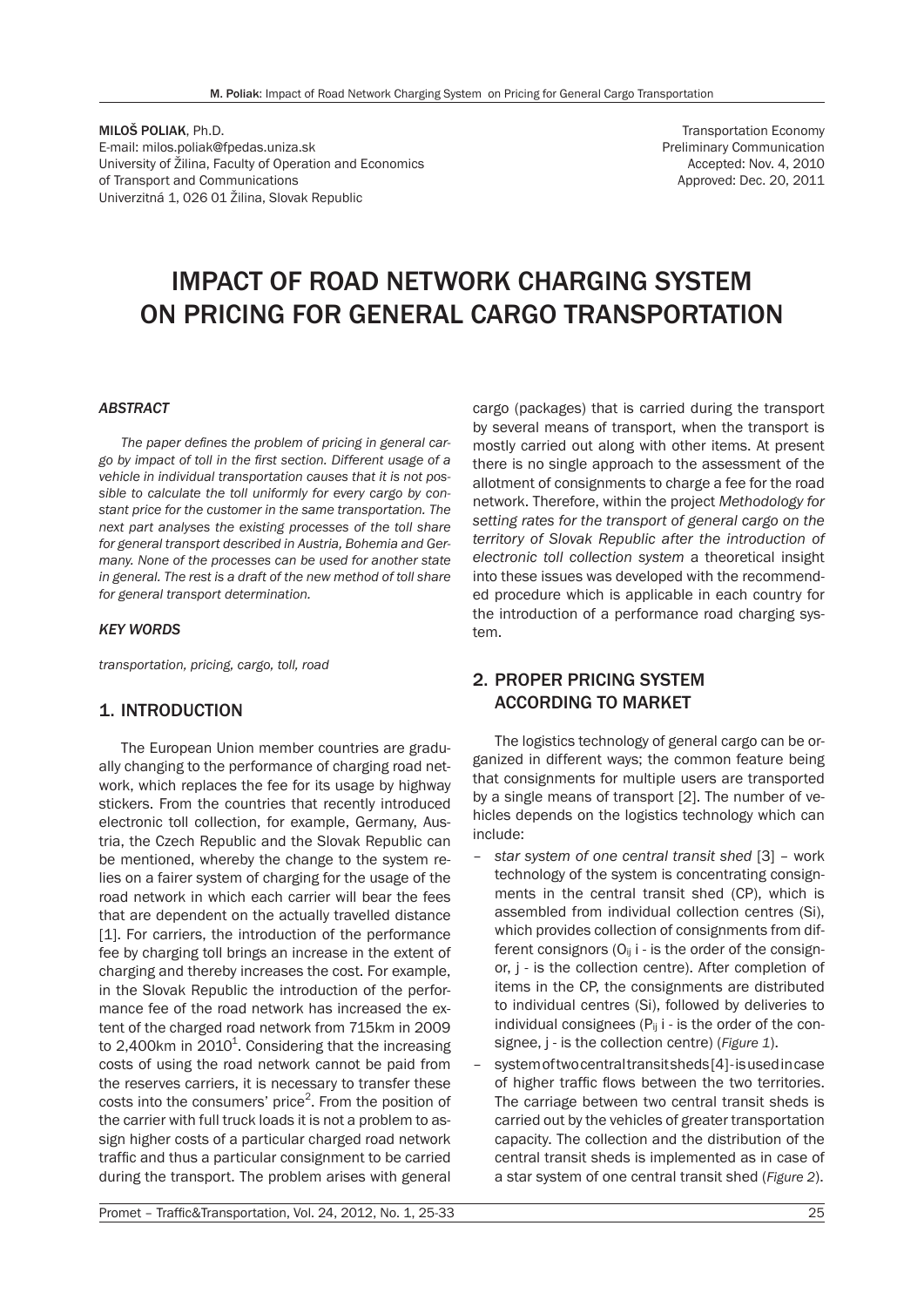MILOŠ POLIAK, Ph.D.
E-mail: milos.poliak@fpedas.uniza.sk
University of Žilina, Faculty of Operation and Economics of Transport and Communications
Univerzitná 1, 026 01 Žilina, Slovak Republic

Transportation Economy
Preliminary Communication
Accepted: Nov. 4, 2010
Approved: Dec. 20, 2011

# IMPACT OF ROAD NETWORK CHARGING SYSTEM ON PRICING FOR GENERAL CARGO TRANSPORTATION

### ABSTRACT

*The paper defines the problem of pricing in general cargo by impact of toll in the first section. Different usage of a vehicle in individual transportation causes that it is not possible to calculate the toll uniformly for every cargo by constant price for the customer in the same transportation. The next part analyses the existing processes of the toll share for general transport described in Austria, Bohemia and Germany. None of the processes can be used for another state in general. The rest is a draft of the new method of toll share for general transport determination.*

### KEY WORDS

*transportation, pricing, cargo, toll, road*

## 1. INTRODUCTION

The European Union member countries are gradually changing to the performance of charging road network, which replaces the fee for its usage by highway stickers. From the countries that recently introduced electronic toll collection, for example, Germany, Austria, the Czech Republic and the Slovak Republic can be mentioned, whereby the change to the system relies on a fairer system of charging for the usage of the road network in which each carrier will bear the fees that are dependent on the actually travelled distance [1]. For carriers, the introduction of the performance fee by charging toll brings an increase in the extent of charging and thereby increases the cost. For example, in the Slovak Republic the introduction of the performance fee of the road network has increased the extent of the charged road network from 715km in 2009 to 2,400km in 2010[1]. Considering that the increasing costs of using the road network cannot be paid from the reserves carriers, it is necessary to transfer these costs into the consumers' price[2]. From the position of the carrier with full truck loads it is not a problem to assign higher costs of a particular charged road network traffic and thus a particular consignment to be carried during the transport. The problem arises with general cargo (packages) that is carried during the transport by several means of transport, when the transport is mostly carried out along with other items. At present there is no single approach to the assessment of the allotment of consignments to charge a fee for the road network. Therefore, within the project *Methodology for setting rates for the transport of general cargo on the territory of Slovak Republic after the introduction of electronic toll collection system* a theoretical insight into these issues was developed with the recommended procedure which is applicable in each country for the introduction of a performance road charging system.

## 2. PROPER PRICING SYSTEM ACCORDING TO MARKET

The logistics technology of general cargo can be organized in different ways; the common feature being that consignments for multiple users are transported by a single means of transport [2]. The number of vehicles depends on the logistics technology which can include:

- *star system of one central transit shed* [3] – work technology of the system is concentrating consignments in the central transit shed (CP), which is assembled from individual collection centres (Si), which provides collection of consignments from different consignors ($O_{ij}$ i - is the order of the consignor, j - is the collection centre). After completion of items in the CP, the consignments are distributed to individual centres (Si), followed by deliveries to individual consignees ($P_{ij}$ i - is the order of the consignee, j - is the collection centre) (*Figure 1*).
- system of two central transit sheds [4] - is used in case of higher traffic flows between the two territories. The carriage between two central transit sheds is carried out by the vehicles of greater transportation capacity. The collection and the distribution of the central transit sheds is implemented as in case of a star system of one central transit shed (*Figure 2*).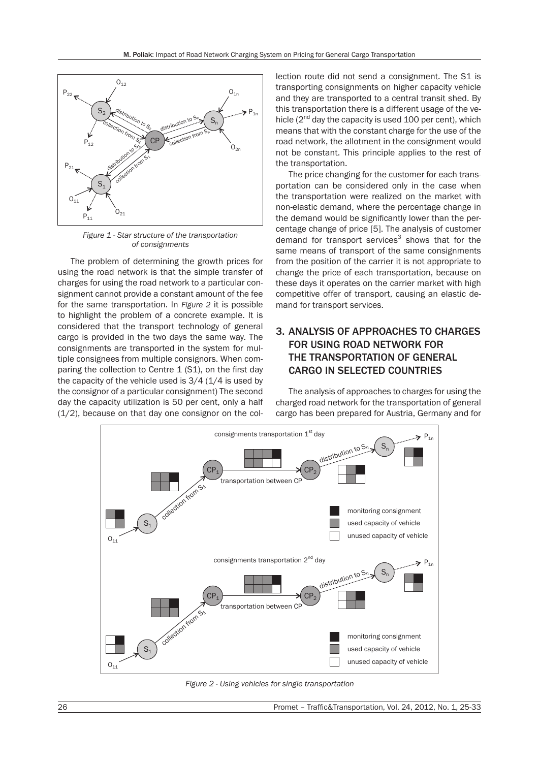*Figure 1 - Star structure of the transportation of consignments*

The problem of determining the growth prices for using the road network is that the simple transfer of charges for using the road network to a particular consignment cannot provide a constant amount of the fee for the same transportation. In *Figure 2* it is possible to highlight the problem of a concrete example. It is considered that the transport technology of general cargo is provided in the two days the same way. The consignments are transported in the system for multiple consignees from multiple consignors. When comparing the collection to Centre 1 (S1), on the first day the capacity of the vehicle used is 3/4 (1/4 is used by the consignor of a particular consignment) The second day the capacity utilization is 50 per cent, only a half (1/2), because on that day one consignor on the collection route did not send a consignment. The S1 is transporting consignments on higher capacity vehicle and they are transported to a central transit shed. By this transportation there is a different usage of the vehicle (2[nd] day the capacity is used 100 per cent), which means that with the constant charge for the use of the road network, the allotment in the consignment would not be constant. This principle applies to the rest of the transportation.

The price changing for the customer for each transportation can be considered only in the case when the transportation were realized on the market with non-elastic demand, where the percentage change in the demand would be significantly lower than the percentage change of price [5]. The analysis of customer demand for transport services[3] shows that for the same means of transport of the same consignments from the position of the carrier it is not appropriate to change the price of each transportation, because on these days it operates on the carrier market with high competitive offer of transport, causing an elastic demand for transport services.

## 3. ANALYSIS OF APPROACHES TO CHARGES FOR USING ROAD NETWORK FOR THE TRANSPORTATION OF GENERAL CARGO IN SELECTED COUNTRIES

The analysis of approaches to charges for using the charged road network for the transportation of general cargo has been prepared for Austria, Germany and for

*Figure 2 - Using vehicles for single transportation*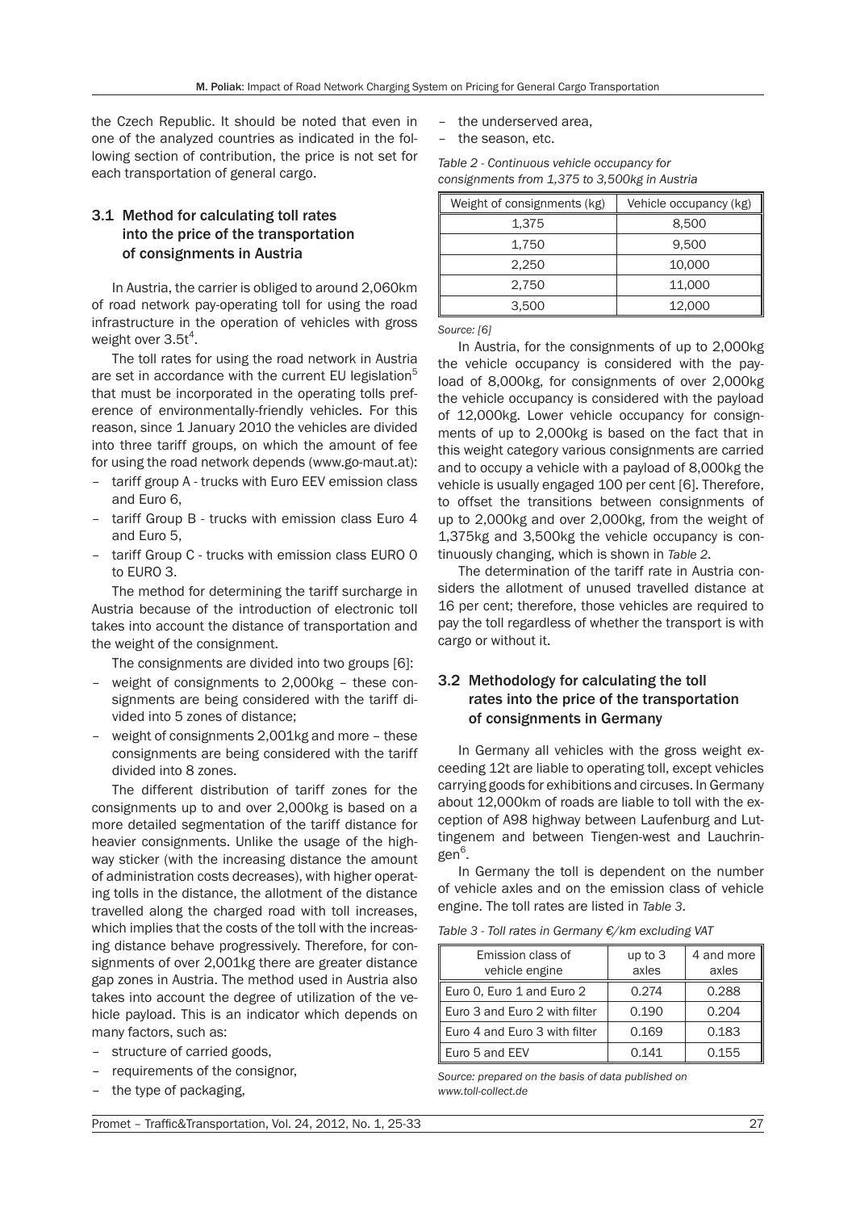the Czech Republic. It should be noted that even in one of the analyzed countries as indicated in the following section of contribution, the price is not set for each transportation of general cargo.

### 3.1 Method for calculating toll rates into the price of the transportation of consignments in Austria

In Austria, the carrier is obliged to around 2,060km of road network pay-operating toll for using the road infrastructure in the operation of vehicles with gross weight over 3.5t[4].

The toll rates for using the road network in Austria are set in accordance with the current EU legislation[5] that must be incorporated in the operating tolls preference of environmentally-friendly vehicles. For this reason, since 1 January 2010 the vehicles are divided into three tariff groups, on which the amount of fee for using the road network depends (www.go-maut.at):

- tariff group A - trucks with Euro EEV emission class and Euro 6,
- tariff Group B - trucks with emission class Euro 4 and Euro 5,
- tariff Group C - trucks with emission class EURO 0 to EURO 3.

The method for determining the tariff surcharge in Austria because of the introduction of electronic toll takes into account the distance of transportation and the weight of the consignment.

The consignments are divided into two groups [6]:

- weight of consignments to 2,000kg – these consignments are being considered with the tariff divided into 5 zones of distance;
- weight of consignments 2,001kg and more – these consignments are being considered with the tariff divided into 8 zones.

The different distribution of tariff zones for the consignments up to and over 2,000kg is based on a more detailed segmentation of the tariff distance for heavier consignments. Unlike the usage of the highway sticker (with the increasing distance the amount of administration costs decreases), with higher operating tolls in the distance, the allotment of the distance travelled along the charged road with toll increases, which implies that the costs of the toll with the increasing distance behave progressively. Therefore, for consignments of over 2,001kg there are greater distance gap zones in Austria. The method used in Austria also takes into account the degree of utilization of the vehicle payload. This is an indicator which depends on many factors, such as:

- structure of carried goods,
- requirements of the consignor,
- the type of packaging,
- the underserved area,
- the season, etc.

*Table 2 - Continuous vehicle occupancy for consignments from 1,375 to 3,500kg in Austria*

| Weight of consignments (kg) | Vehicle occupancy (kg) |
|---|---|
| 1,375 | 8,500 |
| 1,750 | 9,500 |
| 2,250 | 10,000 |
| 2,750 | 11,000 |
| 3,500 | 12,000 |

*Source: [6]*

In Austria, for the consignments of up to 2,000kg the vehicle occupancy is considered with the payload of 8,000kg, for consignments of over 2,000kg the vehicle occupancy is considered with the payload of 12,000kg. Lower vehicle occupancy for consignments of up to 2,000kg is based on the fact that in this weight category various consignments are carried and to occupy a vehicle with a payload of 8,000kg the vehicle is usually engaged 100 per cent [6]. Therefore, to offset the transitions between consignments of up to 2,000kg and over 2,000kg, from the weight of 1,375kg and 3,500kg the vehicle occupancy is continuously changing, which is shown in *Table 2*.

The determination of the tariff rate in Austria considers the allotment of unused travelled distance at 16 per cent; therefore, those vehicles are required to pay the toll regardless of whether the transport is with cargo or without it.

### 3.2 Methodology for calculating the toll rates into the price of the transportation of consignments in Germany

In Germany all vehicles with the gross weight exceeding 12t are liable to operating toll, except vehicles carrying goods for exhibitions and circuses. In Germany about 12,000km of roads are liable to toll with the exception of A98 highway between Laufenburg and Luttingenem and between Tiengen-west and Lauchringen[6].

In Germany the toll is dependent on the number of vehicle axles and on the emission class of vehicle engine. The toll rates are listed in *Table 3*.

*Table 3 - Toll rates in Germany €/km excluding VAT*

| Emission class of vehicle engine | up to 3 axles | 4 and more axles |
|---|---|---|
| Euro 0, Euro 1 and Euro 2 | 0.274 | 0.288 |
| Euro 3 and Euro 2 with filter | 0.190 | 0.204 |
| Euro 4 and Euro 3 with filter | 0.169 | 0.183 |
| Euro 5 and EEV | 0.141 | 0.155 |

*Source: prepared on the basis of data published on www.toll-collect.de*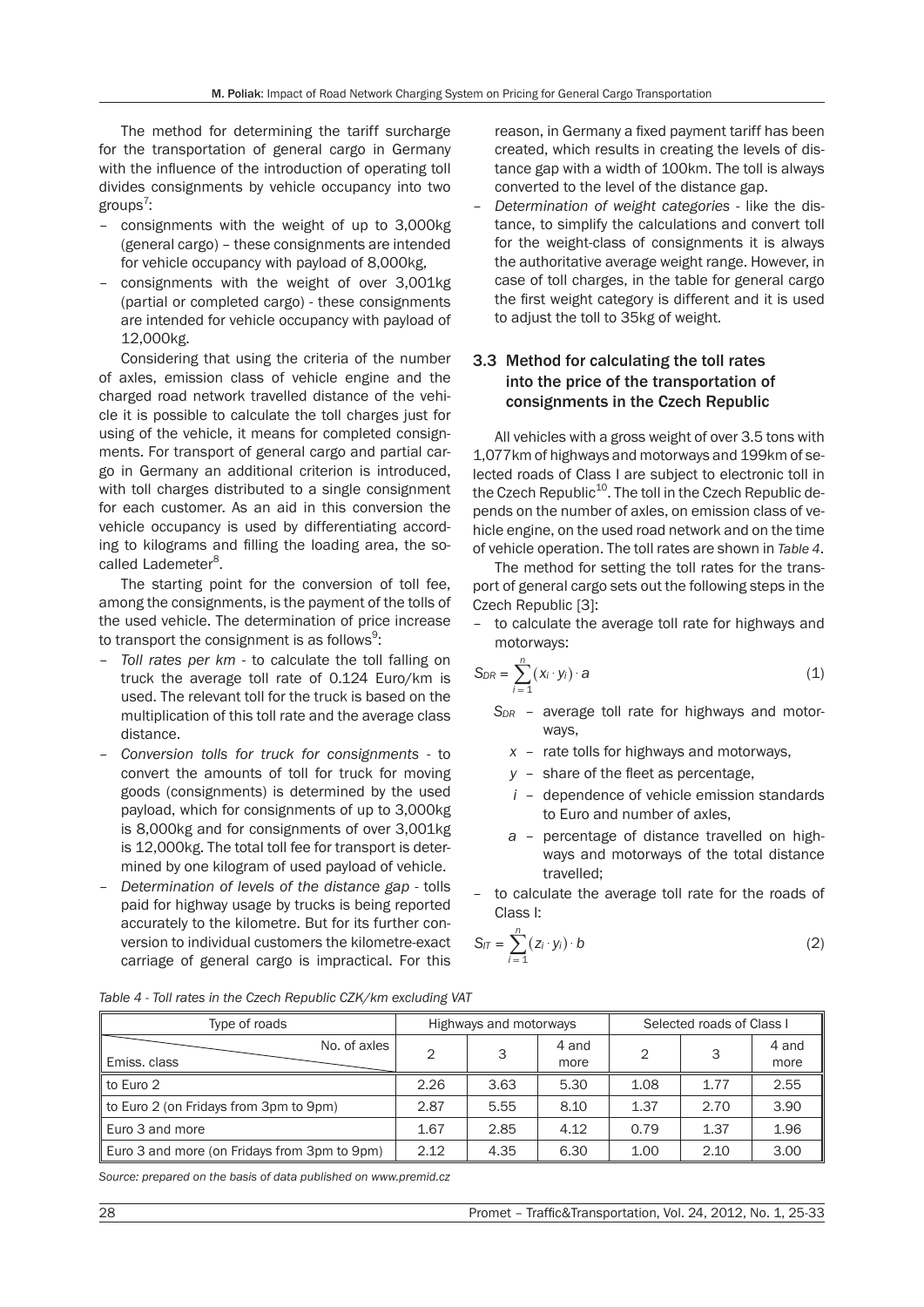The method for determining the tariff surcharge for the transportation of general cargo in Germany with the influence of the introduction of operating toll divides consignments by vehicle occupancy into two groups[7]:

- consignments with the weight of up to 3,000kg (general cargo) – these consignments are intended for vehicle occupancy with payload of 8,000kg,
- consignments with the weight of over 3,001kg (partial or completed cargo) - these consignments are intended for vehicle occupancy with payload of 12,000kg.

Considering that using the criteria of the number of axles, emission class of vehicle engine and the charged road network travelled distance of the vehicle it is possible to calculate the toll charges just for using of the vehicle, it means for completed consignments. For transport of general cargo and partial cargo in Germany an additional criterion is introduced, with toll charges distributed to a single consignment for each customer. As an aid in this conversion the vehicle occupancy is used by differentiating according to kilograms and filling the loading area, the so-called Lademeter[8].

The starting point for the conversion of toll fee, among the consignments, is the payment of the tolls of the used vehicle. The determination of price increase to transport the consignment is as follows[9]:

- *Toll rates per km* - to calculate the toll falling on truck the average toll rate of 0.124 Euro/km is used. The relevant toll for the truck is based on the multiplication of this toll rate and the average class distance.
- *Conversion tolls for truck for consignments* - to convert the amounts of toll for truck for moving goods (consignments) is determined by the used payload, which for consignments of up to 3,000kg is 8,000kg and for consignments of over 3,001kg is 12,000kg. The total toll fee for transport is determined by one kilogram of used payload of vehicle.
- *Determination of levels of the distance gap* - tolls paid for highway usage by trucks is being reported accurately to the kilometre. But for its further conversion to individual customers the kilometre-exact carriage of general cargo is impractical. For this reason, in Germany a fixed payment tariff has been created, which results in creating the levels of distance gap with a width of 100km. The toll is always converted to the level of the distance gap.
- *Determination of weight categories* - like the distance, to simplify the calculations and convert toll for the weight-class of consignments it is always the authoritative average weight range. However, in case of toll charges, in the table for general cargo the first weight category is different and it is used to adjust the toll to 35kg of weight.

### 3.3 Method for calculating the toll rates into the price of the transportation of consignments in the Czech Republic

All vehicles with a gross weight of over 3.5 tons with 1,077km of highways and motorways and 199km of selected roads of Class I are subject to electronic toll in the Czech Republic[10]. The toll in the Czech Republic depends on the number of axles, on emission class of vehicle engine, on the used road network and on the time of vehicle operation. The toll rates are shown in *Table 4*.

The method for setting the toll rates for the transport of general cargo sets out the following steps in the Czech Republic [3]:

- to calculate the average toll rate for highways and motorways:

$$S_{DR} = \sum_{i=1}^{n} (x_i \cdot y_i) \cdot a \tag{1}$$

$S_{DR}$ – average toll rate for highways and motorways,
$x$ – rate tolls for highways and motorways,
$y$ – share of the fleet as percentage,
$i$ – dependence of vehicle emission standards to Euro and number of axles,
$a$ – percentage of distance travelled on highways and motorways of the total distance travelled;

- to calculate the average toll rate for the roads of Class I:

$$S_{IT} = \sum_{i=1}^{n} (z_i \cdot y_i) \cdot b \tag{2}$$

*Table 4 - Toll rates in the Czech Republic CZK/km excluding VAT*

| Type of roads | Highways and motorways | | | Selected roads of Class I | | |
|---|---|---|---|---|---|---|
| Emiss. class / No. of axles | 2 | 3 | 4 and more | 2 | 3 | 4 and more |
| to Euro 2 | 2.26 | 3.63 | 5.30 | 1.08 | 1.77 | 2.55 |
| to Euro 2 (on Fridays from 3pm to 9pm) | 2.87 | 5.55 | 8.10 | 1.37 | 2.70 | 3.90 |
| Euro 3 and more | 1.67 | 2.85 | 4.12 | 0.79 | 1.37 | 1.96 |
| Euro 3 and more (on Fridays from 3pm to 9pm) | 2.12 | 4.35 | 6.30 | 1.00 | 2.10 | 3.00 |

*Source: prepared on the basis of data published on www.premid.cz*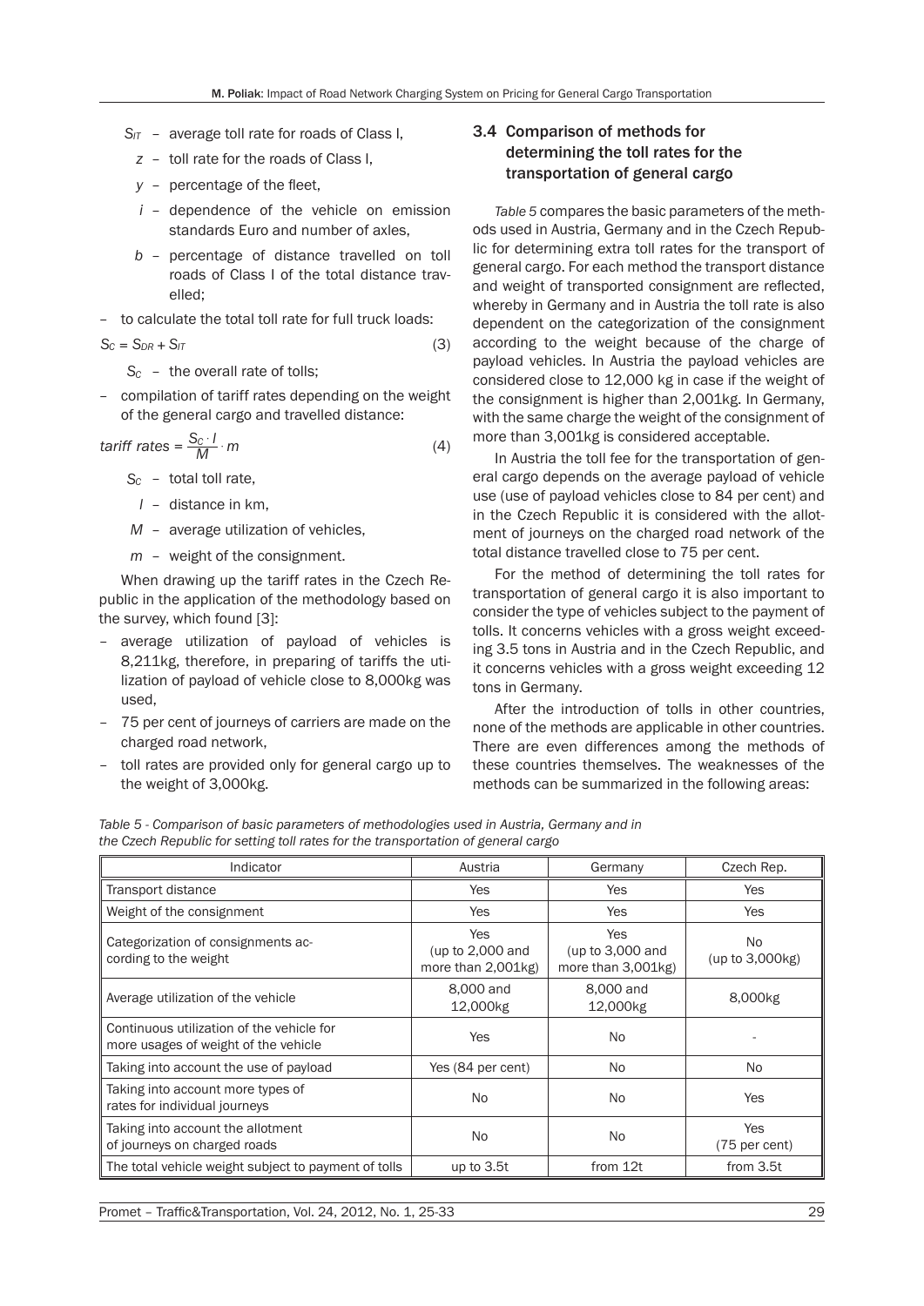- $S_{IT}$ – average toll rate for roads of Class I,
- $z$ – toll rate for the roads of Class I,
- $y$ – percentage of the fleet,
- $i$ – dependence of the vehicle on emission standards Euro and number of axles,
- $b$ – percentage of distance travelled on toll roads of Class I of the total distance travelled;

– to calculate the total toll rate for full truck loads:

$$S_C = S_{DR} + S_{IT} \tag{3}$$

- $S_C$ – the overall rate of tolls;

– compilation of tariff rates depending on the weight of the general cargo and travelled distance:

$$tariff\ rates = \frac{S_C \cdot l}{M} \cdot m \tag{4}$$

- $S_C$ – total toll rate,
- $l$ – distance in km,
- $M$ – average utilization of vehicles,
- $m$ – weight of the consignment.

When drawing up the tariff rates in the Czech Republic in the application of the methodology based on the survey, which found [3]:

- average utilization of payload of vehicles is 8,211kg, therefore, in preparing of tariffs the utilization of payload of vehicle close to 8,000kg was used,
- 75 per cent of journeys of carriers are made on the charged road network,
- toll rates are provided only for general cargo up to the weight of 3,000kg.

## 3.4 Comparison of methods for determining the toll rates for the transportation of general cargo

*Table 5* compares the basic parameters of the methods used in Austria, Germany and in the Czech Republic for determining extra toll rates for the transport of general cargo. For each method the transport distance and weight of transported consignment are reflected, whereby in Germany and in Austria the toll rate is also dependent on the categorization of the consignment according to the weight because of the charge of payload vehicles. In Austria the payload vehicles are considered close to 12,000 kg in case if the weight of the consignment is higher than 2,001kg. In Germany, with the same charge the weight of the consignment of more than 3,001kg is considered acceptable.

In Austria the toll fee for the transportation of general cargo depends on the average payload of vehicle use (use of payload vehicles close to 84 per cent) and in the Czech Republic it is considered with the allotment of journeys on the charged road network of the total distance travelled close to 75 per cent.

For the method of determining the toll rates for transportation of general cargo it is also important to consider the type of vehicles subject to the payment of tolls. It concerns vehicles with a gross weight exceeding 3.5 tons in Austria and in the Czech Republic, and it concerns vehicles with a gross weight exceeding 12 tons in Germany.

After the introduction of tolls in other countries, none of the methods are applicable in other countries. There are even differences among the methods of these countries themselves. The weaknesses of the methods can be summarized in the following areas:

*Table 5 - Comparison of basic parameters of methodologies used in Austria, Germany and in the Czech Republic for setting toll rates for the transportation of general cargo*

| Indicator | Austria | Germany | Czech Rep. |
|---|---|---|---|
| Transport distance | Yes | Yes | Yes |
| Weight of the consignment | Yes | Yes | Yes |
| Categorization of consignments according to the weight | Yes (up to 2,000 and more than 2,001kg) | Yes (up to 3,000 and more than 3,001kg) | No (up to 3,000kg) |
| Average utilization of the vehicle | 8,000 and 12,000kg | 8,000 and 12,000kg | 8,000kg |
| Continuous utilization of the vehicle for more usages of weight of the vehicle | Yes | No | - |
| Taking into account the use of payload | Yes (84 per cent) | No | No |
| Taking into account more types of rates for individual journeys | No | No | Yes |
| Taking into account the allotment of journeys on charged roads | No | No | Yes (75 per cent) |
| The total vehicle weight subject to payment of tolls | up to 3.5t | from 12t | from 3.5t |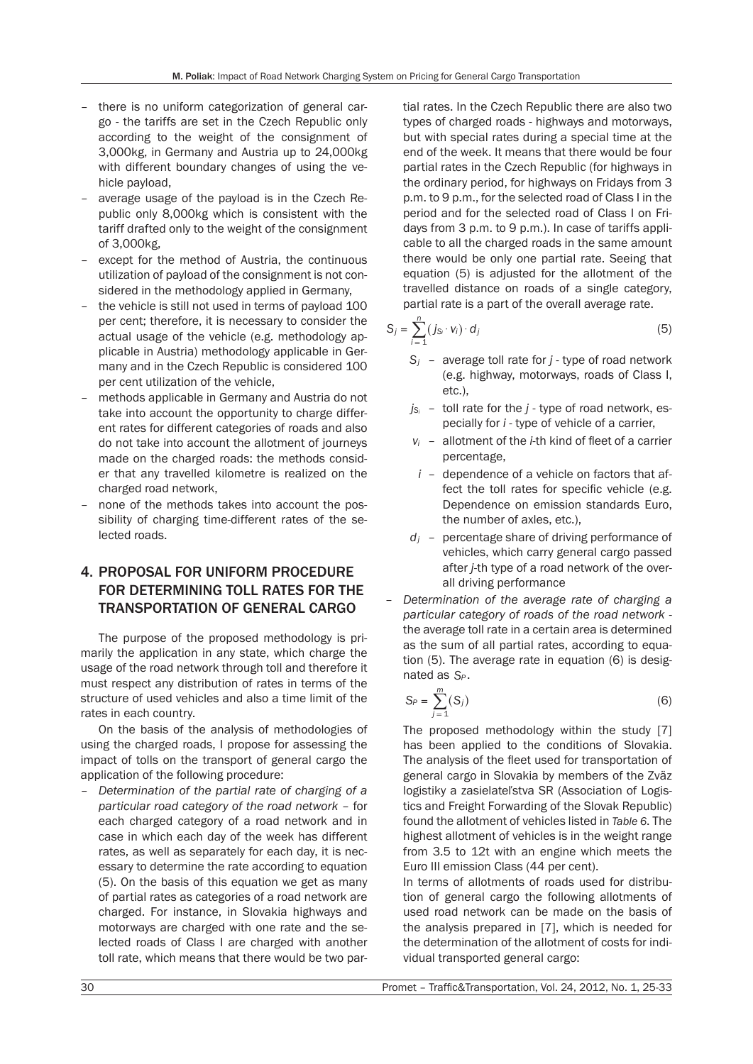- there is no uniform categorization of general cargo - the tariffs are set in the Czech Republic only according to the weight of the consignment of 3,000kg, in Germany and Austria up to 24,000kg with different boundary changes of using the vehicle payload,
- average usage of the payload is in the Czech Republic only 8,000kg which is consistent with the tariff drafted only to the weight of the consignment of 3,000kg,
- except for the method of Austria, the continuous utilization of payload of the consignment is not considered in the methodology applied in Germany,
- the vehicle is still not used in terms of payload 100 per cent; therefore, it is necessary to consider the actual usage of the vehicle (e.g. methodology applicable in Austria) methodology applicable in Germany and in the Czech Republic is considered 100 per cent utilization of the vehicle,
- methods applicable in Germany and Austria do not take into account the opportunity to charge different rates for different categories of roads and also do not take into account the allotment of journeys made on the charged roads: the methods consider that any travelled kilometre is realized on the charged road network,
- none of the methods takes into account the possibility of charging time-different rates of the selected roads.

## 4. PROPOSAL FOR UNIFORM PROCEDURE FOR DETERMINING TOLL RATES FOR THE TRANSPORTATION OF GENERAL CARGO

The purpose of the proposed methodology is primarily the application in any state, which charge the usage of the road network through toll and therefore it must respect any distribution of rates in terms of the structure of used vehicles and also a time limit of the rates in each country.

On the basis of the analysis of methodologies of using the charged roads, I propose for assessing the impact of tolls on the transport of general cargo the application of the following procedure:

- *Determination of the partial rate of charging of a particular road category of the road network* – for each charged category of a road network and in case in which each day of the week has different rates, as well as separately for each day, it is necessary to determine the rate according to equation (5). On the basis of this equation we get as many of partial rates as categories of a road network are charged. For instance, in Slovakia highways and motorways are charged with one rate and the selected roads of Class I are charged with another toll rate, which means that there would be two partial rates. In the Czech Republic there are also two types of charged roads - highways and motorways, but with special rates during a special time at the end of the week. It means that there would be four partial rates in the Czech Republic (for highways in the ordinary period, for highways on Fridays from 3 p.m. to 9 p.m., for the selected road of Class I in the period and for the selected road of Class I on Fridays from 3 p.m. to 9 p.m.). In case of tariffs applicable to all the charged roads in the same amount there would be only one partial rate. Seeing that equation (5) is adjusted for the allotment of the travelled distance on roads of a single category, partial rate is a part of the overall average rate.

$$S_j = \sum_{i=1}^{n} (j_{S_i} \cdot v_i) \cdot d_j \tag{5}$$

  - $S_j$ – average toll rate for $j$ - type of road network (e.g. highway, motorways, roads of Class I, etc.),
  - $j_{S_i}$ – toll rate for the $j$ - type of road network, especially for $i$ - type of vehicle of a carrier,
  - $v_i$ – allotment of the $i$-th kind of fleet of a carrier percentage,
  - $i$ – dependence of a vehicle on factors that affect the toll rates for specific vehicle (e.g. Dependence on emission standards Euro, the number of axles, etc.),
  - $d_j$ – percentage share of driving performance of vehicles, which carry general cargo passed after $j$-th type of a road network of the overall driving performance
- *Determination of the average rate of charging a particular category of roads of the road network* - the average toll rate in a certain area is determined as the sum of all partial rates, according to equation (5). The average rate in equation (6) is designated as $S_P$.

$$S_P = \sum_{j=1}^{m} (S_j) \tag{6}$$

The proposed methodology within the study [7] has been applied to the conditions of Slovakia. The analysis of the fleet used for transportation of general cargo in Slovakia by members of the Zväz logistiky a zasielateľstva SR (Association of Logistics and Freight Forwarding of the Slovak Republic) found the allotment of vehicles listed in *Table 6*. The highest allotment of vehicles is in the weight range from 3.5 to 12t with an engine which meets the Euro III emission Class (44 per cent).

In terms of allotments of roads used for distribution of general cargo the following allotments of used road network can be made on the basis of the analysis prepared in [7], which is needed for the determination of the allotment of costs for individual transported general cargo: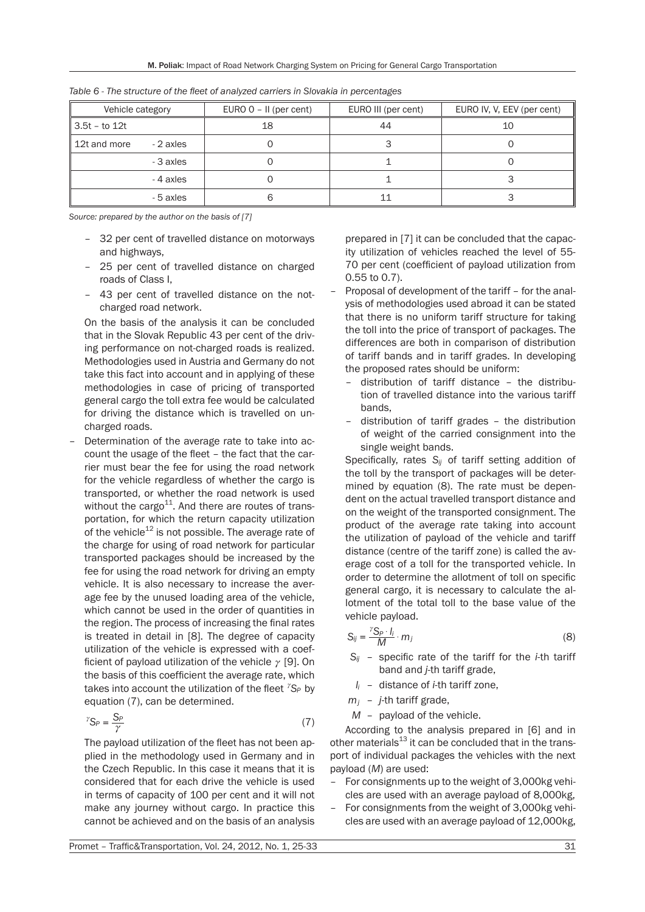*Table 6 - The structure of the fleet of analyzed carriers in Slovakia in percentages*

| Vehicle category | | EURO 0 – II (per cent) | EURO III (per cent) | EURO IV, V, EEV (per cent) |
|---|---|---|---|---|
| 3.5t – to 12t | | 18 | 44 | 10 |
| 12t and more | - 2 axles | 0 | 3 | 0 |
| | - 3 axles | 0 | 1 | 0 |
| | - 4 axles | 0 | 1 | 3 |
| | - 5 axles | 6 | 11 | 3 |

*Source: prepared by the author on the basis of [7]*

- 32 per cent of travelled distance on motorways and highways,
- 25 per cent of travelled distance on charged roads of Class I,
- 43 per cent of travelled distance on the not-charged road network.

On the basis of the analysis it can be concluded that in the Slovak Republic 43 per cent of the driving performance on not-charged roads is realized. Methodologies used in Austria and Germany do not take this fact into account and in applying of these methodologies in case of pricing of transported general cargo the toll extra fee would be calculated for driving the distance which is travelled on uncharged roads.

- Determination of the average rate to take into account the usage of the fleet – the fact that the carrier must bear the fee for using the road network for the vehicle regardless of whether the cargo is transported, or whether the road network is used without the cargo[11]. And there are routes of transportation, for which the return capacity utilization of the vehicle[12] is not possible. The average rate of the charge for using of road network for particular transported packages should be increased by the fee for using the road network for driving an empty vehicle. It is also necessary to increase the average fee by the unused loading area of the vehicle, which cannot be used in the order of quantities in the region. The process of increasing the final rates is treated in detail in [8]. The degree of capacity utilization of the vehicle is expressed with a coefficient of payload utilization of the vehicle $\gamma$ [9]. On the basis of this coefficient the average rate, which takes into account the utilization of the fleet ${}^{\gamma}S_P$ by equation (7), can be determined.

$$ {}^{\gamma}S_P = \frac{S_P}{\gamma} \tag{7} $$

The payload utilization of the fleet has not been applied in the methodology used in Germany and in the Czech Republic. In this case it means that it is considered that for each drive the vehicle is used in terms of capacity of 100 per cent and it will not make any journey without cargo. In practice this cannot be achieved and on the basis of an analysis prepared in [7] it can be concluded that the capacity utilization of vehicles reached the level of 55-70 per cent (coefficient of payload utilization from 0.55 to 0.7).

- Proposal of development of the tariff – for the analysis of methodologies used abroad it can be stated that there is no uniform tariff structure for taking the toll into the price of transport of packages. The differences are both in comparison of distribution of tariff bands and in tariff grades. In developing the proposed rates should be uniform:
  - distribution of tariff distance – the distribution of travelled distance into the various tariff bands,
  - distribution of tariff grades – the distribution of weight of the carried consignment into the single weight bands.

  Specifically, rates $S_{ij}$ of tariff setting addition of the toll by the transport of packages will be determined by equation (8). The rate must be dependent on the actual travelled transport distance and on the weight of the transported consignment. The product of the average rate taking into account the utilization of payload of the vehicle and tariff distance (centre of the tariff zone) is called the average cost of a toll for the transported vehicle. In order to determine the allotment of toll on specific general cargo, it is necessary to calculate the allotment of the total toll to the base value of the vehicle payload.

$$ S_{ij} = \frac{{}^{\gamma}S_P \cdot l_i}{M} \cdot m_j \tag{8} $$

$S_{ij}$ – specific rate of the tariff for the $i$-th tariff band and $j$-th tariff grade,

$l_i$ – distance of $i$-th tariff zone,

$m_j$ – $j$-th tariff grade,

$M$ – payload of the vehicle.

According to the analysis prepared in [6] and in other materials[13] it can be concluded that in the transport of individual packages the vehicles with the next payload ($M$) are used:

- For consignments up to the weight of 3,000kg vehicles are used with an average payload of 8,000kg,
- For consignments from the weight of 3,000kg vehicles are used with an average payload of 12,000kg,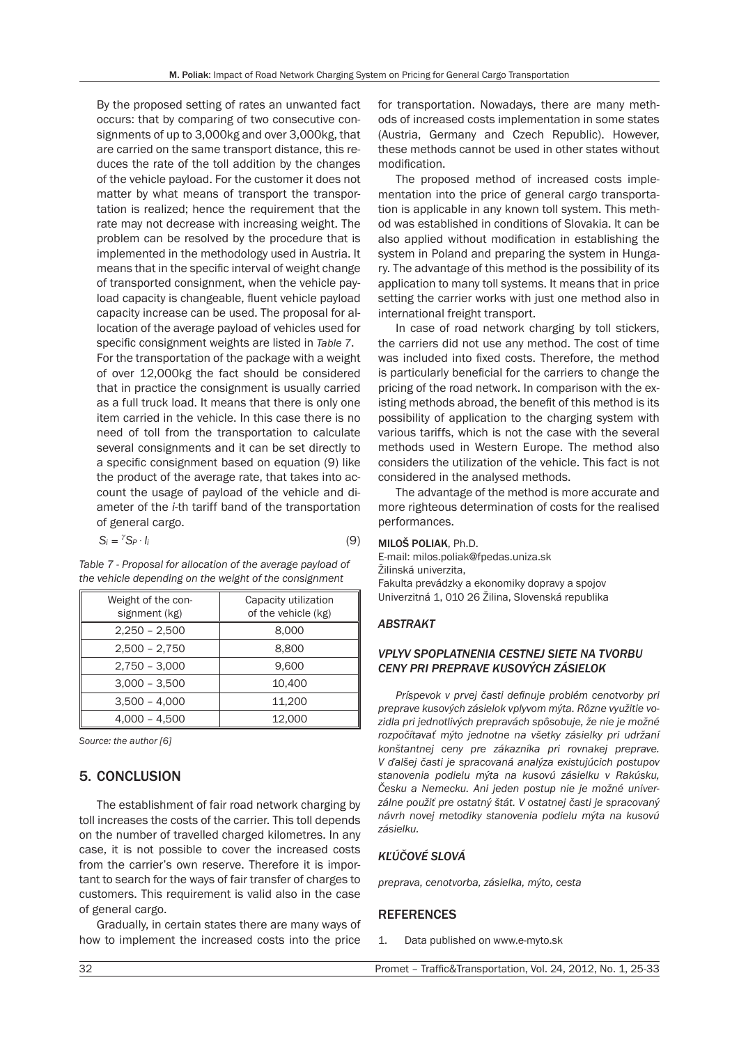By the proposed setting of rates an unwanted fact occurs: that by comparing of two consecutive consignments of up to 3,000kg and over 3,000kg, that are carried on the same transport distance, this reduces the rate of the toll addition by the changes of the vehicle payload. For the customer it does not matter by what means of transport the transportation is realized; hence the requirement that the rate may not decrease with increasing weight. The problem can be resolved by the procedure that is implemented in the methodology used in Austria. It means that in the specific interval of weight change of transported consignment, when the vehicle payload capacity is changeable, fluent vehicle payload capacity increase can be used. The proposal for allocation of the average payload of vehicles used for specific consignment weights are listed in *Table 7*.

For the transportation of the package with a weight of over 12,000kg the fact should be considered that in practice the consignment is usually carried as a full truck load. It means that there is only one item carried in the vehicle. In this case there is no need of toll from the transportation to calculate several consignments and it can be set directly to a specific consignment based on equation (9) like the product of the average rate, that takes into account the usage of payload of the vehicle and diameter of the *i*-th tariff band of the transportation of general cargo.

$$S_i = {}^{\gamma}S_P \cdot l_i \tag{9}$$

*Table 7 - Proposal for allocation of the average payload of the vehicle depending on the weight of the consignment*

| Weight of the consignment (kg) | Capacity utilization of the vehicle (kg) |
|---|---|
| 2,250 – 2,500 | 8,000 |
| 2,500 – 2,750 | 8,800 |
| 2,750 – 3,000 | 9,600 |
| 3,000 – 3,500 | 10,400 |
| 3,500 – 4,000 | 11,200 |
| 4,000 – 4,500 | 12,000 |

*Source: the author [6]*

## 5. CONCLUSION

The establishment of fair road network charging by toll increases the costs of the carrier. This toll depends on the number of travelled charged kilometres. In any case, it is not possible to cover the increased costs from the carrier's own reserve. Therefore it is important to search for the ways of fair transfer of charges to customers. This requirement is valid also in the case of general cargo.

Gradually, in certain states there are many ways of how to implement the increased costs into the price for transportation. Nowadays, there are many methods of increased costs implementation in some states (Austria, Germany and Czech Republic). However, these methods cannot be used in other states without modification.

The proposed method of increased costs implementation into the price of general cargo transportation is applicable in any known toll system. This method was established in conditions of Slovakia. It can be also applied without modification in establishing the system in Poland and preparing the system in Hungary. The advantage of this method is the possibility of its application to many toll systems. It means that in price setting the carrier works with just one method also in international freight transport.

In case of road network charging by toll stickers, the carriers did not use any method. The cost of time was included into fixed costs. Therefore, the method is particularly beneficial for the carriers to change the pricing of the road network. In comparison with the existing methods abroad, the benefit of this method is its possibility of application to the charging system with various tariffs, which is not the case with the several methods used in Western Europe. The method also considers the utilization of the vehicle. This fact is not considered in the analysed methods.

The advantage of the method is more accurate and more righteous determination of costs for the realised performances.

**MILOŠ POLIAK**, Ph.D.
E-mail: milos.poliak@fpedas.uniza.sk
Žilinská univerzita,
Fakulta prevádzky a ekonomiky dopravy a spojov
Univerzitná 1, 010 26 Žilina, Slovenská republika

### *ABSTRAKT*

### *VPLYV SPOPLATNENIA CESTNEJ SIETE NA TVORBU CENY PRI PREPRAVE KUSOVÝCH ZÁSIELOK*

*Príspevok v prvej časti definuje problém cenotvorby pri preprave kusových zásielok vplyvom mýta. Rôzne využitie vozidla pri jednotlivých prepravách spôsobuje, že nie je možné rozpočítavať mýto jednotne na všetky zásielky pri udržaní konštantnej ceny pre zákazníka pri rovnakej preprave. V ďalšej časti je spracovaná analýza existujúcich postupov stanovenia podielu mýta na kusovú zásielku v Rakúsku, Česku a Nemecku. Ani jeden postup nie je možné univerzálne použiť pre ostatný štát. V ostatnej časti je spracovaný návrh novej metodiky stanovenia podielu mýta na kusovú zásielku.*

### *KĽÚČOVÉ SLOVÁ*

*preprava, cenotvorba, zásielka, mýto, cesta*

## REFERENCES

1. Data published on www.e-myto.sk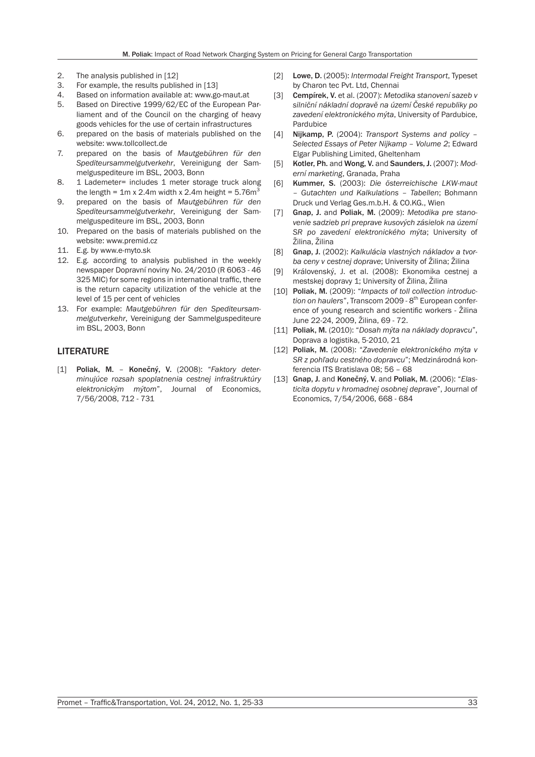2. The analysis published in [12]
3. For example, the results published in [13]
4. Based on information available at: www.go-maut.at
5. Based on Directive 1999/62/EC of the European Parliament and of the Council on the charging of heavy goods vehicles for the use of certain infrastructures
6. prepared on the basis of materials published on the website: www.tollcollect.de
7. prepared on the basis of *Mautgebühren für den Spediteursammelgutverkehr*, Vereinigung der Sammelguspediteure im BSL, 2003, Bonn
8. 1 Lademeter= includes 1 meter storage truck along the length = 1m x 2.4m width x 2.4m height = 5.76m$^3$
9. prepared on the basis of *Mautgebühren für den Spediteursammelgutverkehr*, Vereinigung der Sammelguspediteure im BSL, 2003, Bonn
10. Prepared on the basis of materials published on the website: www.premid.cz
11. E.g. by www.e-myto.sk
12. E.g. according to analysis published in the weekly newspaper Dopravní noviny No. 24/2010 (R 6063 - 46 325 MIC) for some regions in international traffic, there is the return capacity utilization of the vehicle at the level of 15 per cent of vehicles
13. For example: *Mautgebühren für den Spediteursammelgutverkehr*, Vereinigung der Sammelguspediteure im BSL, 2003, Bonn

## LITERATURE

[1] **Poliak, M.** – **Konečný, V.** (2008): "*Faktory determinujúce rozsah spoplatnenia cestnej infraštruktúry elektronickým mýtom*", Journal of Economics, 7/56/2008, 712 - 731

[2] **Lowe, D.** (2005): *Intermodal Freight Transport*, Typeset by Charon tec Pvt. Ltd, Chennai

[3] **Cempírek, V.** et al. (2007): *Metodika stanovení sazeb v silniční nákladní dopravě na území České republiky po zavedení elektronického mýta*, University of Pardubice, Pardubice

[4] **Nijkamp, P.** (2004): *Transport Systems and policy – Selected Essays of Peter Nijkamp – Volume 2*; Edward Elgar Publishing Limited, Gheltenham

[5] **Kotler, Ph.** and **Wong, V.** and **Saunders, J.** (2007): *Moderní marketing*, Granada, Praha

[6] **Kummer, S.** (2003): *Die österreichische LKW-maut – Gutachten und Kalkulations – Tabellen*; Bohmann Druck und Verlag Ges.m.b.H. & CO.KG., Wien

[7] **Gnap, J.** and **Poliak, M.** (2009): *Metodika pre stanovenie sadzieb pri preprave kusových zásielok na území SR po zavedení elektronického mýta*; University of Žilina, Žilina

[8] **Gnap, J.** (2002): *Kalkulácia vlastných nákladov a tvorba ceny v cestnej doprave*; University of Žilina; Žilina

[9] Královenský, J. et al. (2008): Ekonomika cestnej a mestskej dopravy 1; University of Žilina, Žilina

[10] **Poliak, M.** (2009): "*Impacts of toll collection introduction on haulers*", Transcom 2009 - 8th European conference of young research and scientific workers - Žilina June 22-24, 2009, Žilina, 69 - 72.

[11] **Poliak, M.** (2010): "*Dosah mýta na náklady dopravcu*", Doprava a logistika, 5-2010, 21

[12] **Poliak, M.** (2008): "*Zavedenie elektronického mýta v SR z pohľadu cestného dopravcu*"; Medzinárodná konferencia ITS Bratislava 08; 56 – 68

[13] **Gnap, J.** and **Konečný, V.** and **Poliak, M.** (2006): "*Elasticita dopytu v hromadnej osobnej deprave*", Journal of Economics, 7/54/2006, 668 - 684